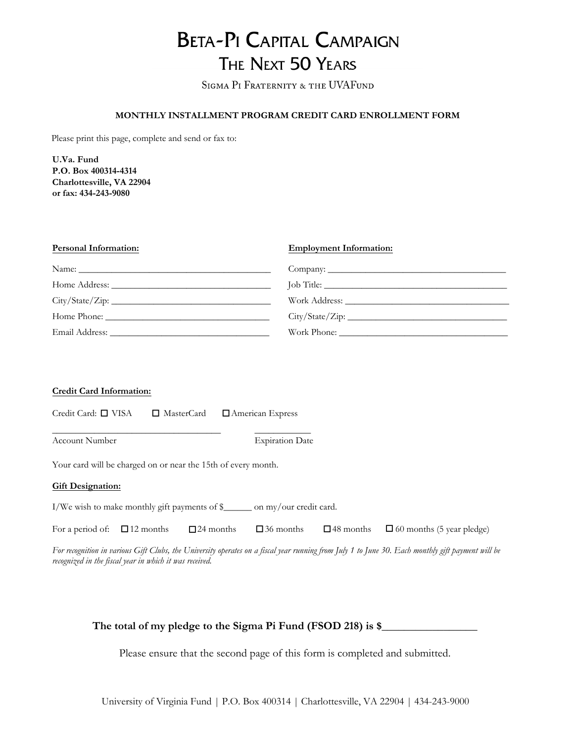# BETA-PI CAPITAL CAMPAIGN

## THE NEXT 50 YEARS

SIGMA PI FRATERNITY & THE UVAFUND

**MONTHLY INSTALLMENT PROGRAM CREDIT CARD ENROLLMENT FORM**

Please print this page, complete and send or fax to:

**U.Va. Fund**
**P.O. Box 400314-4314**
**Charlottesville, VA 22904**
**or fax: 434-243-9080**

**Personal Information:**

Name: ________________________________________

Home Address: ________________________________

City/State/Zip: _______________________________

Home Phone: __________________________________

Email Address: ________________________________

**Employment Information:**

Company: ____________________________________

Job Title: _____________________________________

Work Address: ________________________________

City/State/Zip: _______________________________

Work Phone: __________________________________

**Credit Card Information:**

Credit Card: ☐ VISA ☐ MasterCard ☐ American Express

___________________________________ ____________
Account Number Expiration Date

Your card will be charged on or near the 15th of every month.

**Gift Designation:**

I/We wish to make monthly gift payments of $______ on my/our credit card.

For a period of: ☐ 12 months ☐ 24 months ☐ 36 months ☐ 48 months ☐ 60 months (5 year pledge)

*For recognition in various Gift Clubs, the University operates on a fiscal year running from July 1 to June 30. Each monthly gift payment will be recognized in the fiscal year in which it was received.*

**The total of my pledge to the Sigma Pi Fund (FSOD 218) is $_________________**

Please ensure that the second page of this form is completed and submitted.

University of Virginia Fund | P.O. Box 400314 | Charlottesville, VA 22904 | 434-243-9000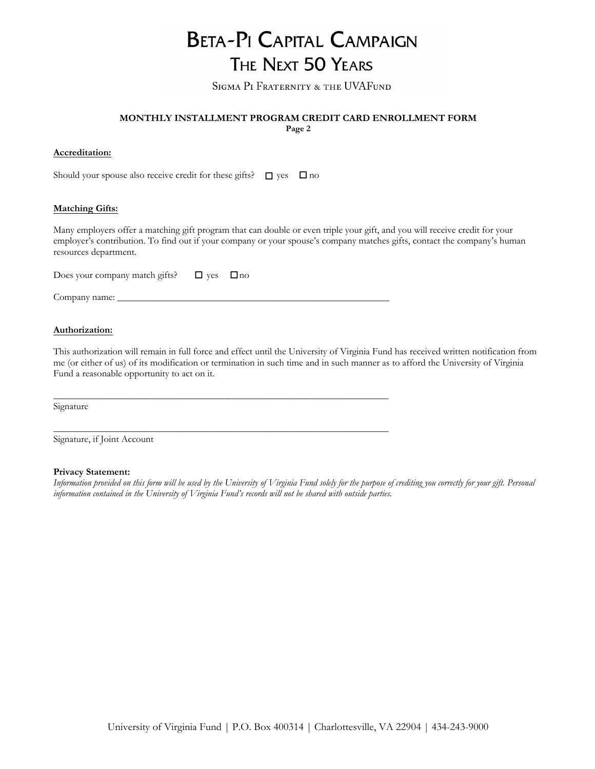# Beta-Pi Capital Campaign
## The Next 50 Years

Sigma Pi Fraternity & the UVAFund

**MONTHLY INSTALLMENT PROGRAM CREDIT CARD ENROLLMENT FORM**
**Page 2**

**Accreditation:**

Should your spouse also receive credit for these gifts? ☐ yes ☐ no

**Matching Gifts:**

Many employers offer a matching gift program that can double or even triple your gift, and you will receive credit for your employer's contribution. To find out if your company or your spouse's company matches gifts, contact the company's human resources department.

Does your company match gifts? ☐ yes ☐ no

Company name: ____________________________________________________

**Authorization:**

This authorization will remain in full force and effect until the University of Virginia Fund has received written notification from me (or either of us) of its modification or termination in such time and in such manner as to afford the University of Virginia Fund a reasonable opportunity to act on it.

_________________________________________________________________
Signature

_________________________________________________________________
Signature, if Joint Account

**Privacy Statement:**
*Information provided on this form will be used by the University of Virginia Fund solely for the purpose of crediting you correctly for your gift. Personal information contained in the University of Virginia Fund's records will not be shared with outside parties.*

University of Virginia Fund | P.O. Box 400314 | Charlottesville, VA 22904 | 434-243-9000